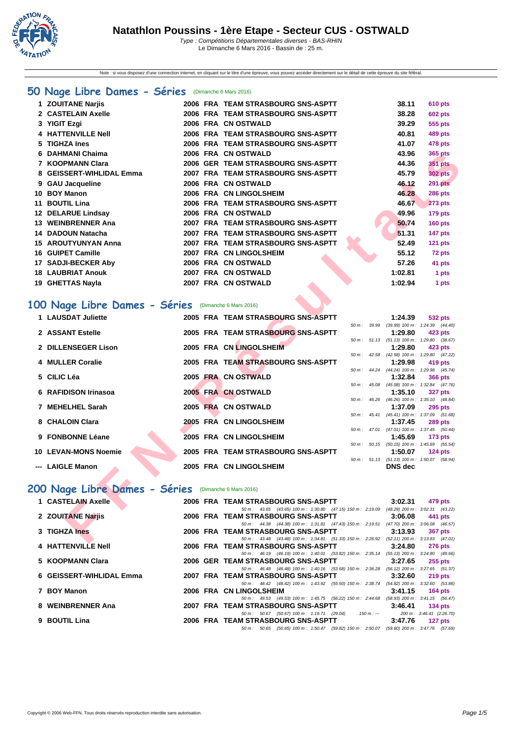# Natathlon Poussins - 1ère Etape - Secteur CUS - OSTWALD

*Type : Compétitions Départementales diverses - BAS-RHIN*
Le Dimanche 6 Mars 2016 - Bassin de : 25 m.

Note : si vous disposez d'une connection internet, en cliquant sur le titre d'une épreuve, vous pouvez accéder directement sur le détail de cette épreuve du site féféral.

## 50 Nage Libre Dames - Séries (Dimanche 6 Mars 2016)

| Rg | Nom | Année | Nat | Club | Temps | Points |
|---|---|---|---|---|---|---|
| 1 | ZOUITANE Narjis | 2006 | FRA | TEAM STRASBOURG SNS-ASPTT | 38.11 | 610 pts |
| 2 | CASTELAIN Axelle | 2006 | FRA | TEAM STRASBOURG SNS-ASPTT | 38.28 | 602 pts |
| 3 | YIGIT Ezgi | 2006 | FRA | CN OSTWALD | 39.29 | 555 pts |
| 4 | HATTENVILLE Nell | 2006 | FRA | TEAM STRASBOURG SNS-ASPTT | 40.81 | 489 pts |
| 5 | TIGHZA Ines | 2006 | FRA | TEAM STRASBOURG SNS-ASPTT | 41.07 | 478 pts |
| 6 | DAHMANI Chaima | 2006 | FRA | CN OSTWALD | 43.96 | 365 pts |
| 7 | KOOPMANN Clara | 2006 | GER | TEAM STRASBOURG SNS-ASPTT | 44.36 | 351 pts |
| 8 | GEISSERT-WIHLIDAL Emma | 2007 | FRA | TEAM STRASBOURG SNS-ASPTT | 45.79 | 302 pts |
| 9 | GAU Jacqueline | 2006 | FRA | CN OSTWALD | 46.12 | 291 pts |
| 10 | BOY Manon | 2006 | FRA | CN LINGOLSHEIM | 46.28 | 286 pts |
| 11 | BOUTIL Lina | 2006 | FRA | TEAM STRASBOURG SNS-ASPTT | 46.67 | 273 pts |
| 12 | DELARUE Lindsay | 2006 | FRA | CN OSTWALD | 49.96 | 179 pts |
| 13 | WEINBRENNER Ana | 2007 | FRA | TEAM STRASBOURG SNS-ASPTT | 50.74 | 160 pts |
| 14 | DADOUN Natacha | 2007 | FRA | TEAM STRASBOURG SNS-ASPTT | 51.31 | 147 pts |
| 15 | AROUTYUNYAN Anna | 2007 | FRA | TEAM STRASBOURG SNS-ASPTT | 52.49 | 121 pts |
| 16 | GUIPET Camille | 2007 | FRA | CN LINGOLSHEIM | 55.12 | 72 pts |
| 17 | SADJI-BECKER Aby | 2006 | FRA | CN OSTWALD | 57.26 | 41 pts |
| 18 | LAUBRIAT Anouk | 2007 | FRA | CN OSTWALD | 1:02.81 | 1 pts |
| 19 | GHETTAS Nayla | 2007 | FRA | CN OSTWALD | 1:02.94 | 1 pts |

## 100 Nage Libre Dames - Séries (Dimanche 6 Mars 2016)

| Rg | Nom | Année | Nat | Club | Temps | Points | Intermédiaires |
|---|---|---|---|---|---|---|---|
| 1 | LAUSDAT Juliette | 2005 | FRA | TEAM STRASBOURG SNS-ASPTT | 1:24.39 | 532 pts | 50 m : 39.99 (39.99) 100 m : 1:24.39 (44.40) |
| 2 | ASSANT Estelle | 2005 | FRA | TEAM STRASBOURG SNS-ASPTT | 1:29.80 | 423 pts | 50 m : 51.13 (51.13) 100 m : 1:29.80 (38.67) |
| 2 | DILLENSEGER Lison | 2005 | FRA | CN LINGOLSHEIM | 1:29.80 | 423 pts | 50 m : 42.58 (42.58) 100 m : 1:29.80 (47.22) |
| 4 | MULLER Coralie | 2005 | FRA | TEAM STRASBOURG SNS-ASPTT | 1:29.98 | 419 pts | 50 m : 44.24 (44.24) 100 m : 1:29.98 (45.74) |
| 5 | CILIC Léa | 2005 | FRA | CN OSTWALD | 1:32.84 | 366 pts | 50 m : 45.08 (45.08) 100 m : 1:32.84 (47.76) |
| 6 | RAFIDISON Irinasoa | 2005 | FRA | CN OSTWALD | 1:35.10 | 327 pts | 50 m : 46.26 (46.26) 100 m : 1:35.10 (48.84) |
| 7 | MEHELHEL Sarah | 2005 | FRA | CN OSTWALD | 1:37.09 | 295 pts | 50 m : 45.41 (45.41) 100 m : 1:37.09 (51.68) |
| 8 | CHALOIN Clara | 2005 | FRA | CN LINGOLSHEIM | 1:37.45 | 289 pts | 50 m : 47.01 (47.01) 100 m : 1:37.45 (50.44) |
| 9 | FONBONNE Léane | 2005 | FRA | CN LINGOLSHEIM | 1:45.69 | 173 pts | 50 m : 50.15 (50.15) 100 m : 1:45.69 (55.54) |
| 10 | LEVAN-MONS Noemie | 2005 | FRA | TEAM STRASBOURG SNS-ASPTT | 1:50.07 | 124 pts | 50 m : 51.13 (51.13) 100 m : 1:50.07 (58.94) |
| --- | LAIGLE Manon | 2005 | FRA | CN LINGOLSHEIM | DNS dec | | |

## 200 Nage Libre Dames - Séries (Dimanche 6 Mars 2016)

| Rg | Nom | Année | Nat | Club | Temps | Points | Intermédiaires |
|---|---|---|---|---|---|---|---|
| 1 | CASTELAIN Axelle | 2006 | FRA | TEAM STRASBOURG SNS-ASPTT | 3:02.31 | 479 pts | 50 m : 43.65 (43.65) 100 m : 1:30.80 (47.15) 150 m : 2:19.09 (48.29) 200 m : 3:02.31 (43.22) |
| 2 | ZOUITANE Narjis | 2006 | FRA | TEAM STRASBOURG SNS-ASPTT | 3:06.08 | 441 pts | 50 m : 44.38 (44.38) 100 m : 1:31.81 (47.43) 150 m : 2:19.51 (47.70) 200 m : 3:06.08 (46.57) |
| 3 | TIGHZA Ines | 2006 | FRA | TEAM STRASBOURG SNS-ASPTT | 3:13.93 | 367 pts | 50 m : 43.48 (43.48) 100 m : 1:34.81 (51.33) 150 m : 2:26.92 (52.11) 200 m : 3:13.93 (47.01) |
| 4 | HATTENVILLE Nell | 2006 | FRA | TEAM STRASBOURG SNS-ASPTT | 3:24.80 | 276 pts | 50 m : 46.19 (46.19) 100 m : 1:40.01 (53.82) 150 m : 2:35.14 (55.13) 200 m : 3:24.80 (49.66) |
| 5 | KOOPMANN Clara | 2006 | GER | TEAM STRASBOURG SNS-ASPTT | 3:27.65 | 255 pts | 50 m : 46.48 (46.48) 100 m : 1:40.16 (53.68) 150 m : 2:36.28 (56.12) 200 m : 3:27.65 (51.37) |
| 6 | GEISSERT-WIHLIDAL Emma | 2007 | FRA | TEAM STRASBOURG SNS-ASPTT | 3:32.60 | 219 pts | 50 m : 48.42 (48.42) 100 m : 1:43.92 (55.50) 150 m : 2:38.74 (54.82) 200 m : 3:32.60 (53.86) |
| 7 | BOY Manon | 2006 | FRA | CN LINGOLSHEIM | 3:41.15 | 164 pts | 50 m : 49.53 (49.53) 100 m : 1:45.75 (56.22) 150 m : 2:44.68 (58.93) 200 m : 3:41.15 (56.47) |
| 8 | WEINBRENNER Ana | 2007 | FRA | TEAM STRASBOURG SNS-ASPTT | 3:46.41 | 134 pts | 50 m : 50.67 (50.67) 100 m : 1:19.71 (29.04) 150 m : --- 200 m : 3:46.41 (2:26.70) |
| 9 | BOUTIL Lina | 2006 | FRA | TEAM STRASBOURG SNS-ASPTT | 3:47.76 | 127 pts | 50 m : 50.65 (50.65) 100 m : 1:50.47 (59.82) 150 m : 2:50.07 (59.60) 200 m : 3:47.76 (57.69) |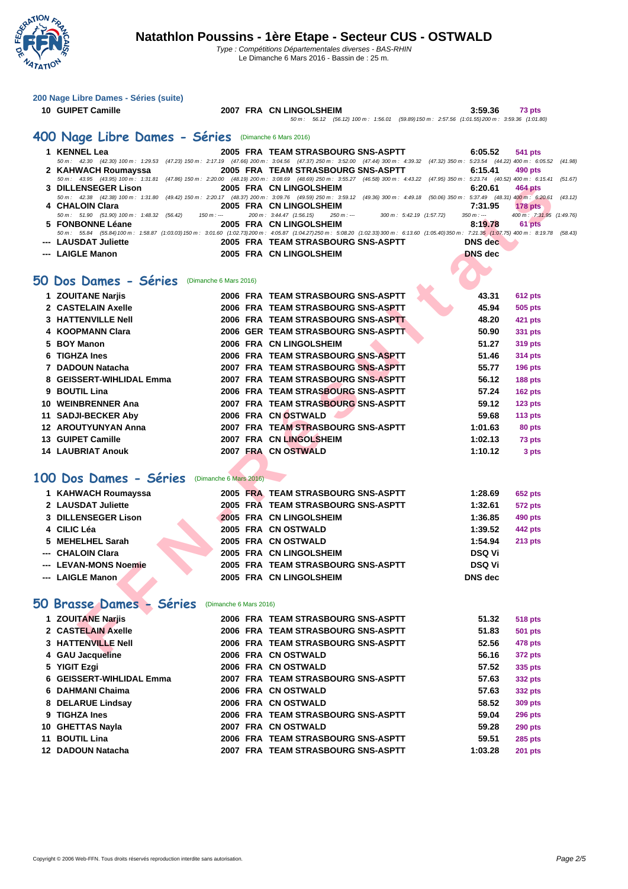### 200 Nage Libre Dames - Séries (suite)

| | | | | | | |
|---|---|---|---|---|---|---|
| 10 | GUIPET Camille | 2007 | FRA | CN LINGOLSHEIM | 3:59.36 | 73 pts |

50 m : 56.12 (56.12) 100 m : 1:56.01 (59.89) 150 m : 2:57.56 (1:01.55) 200 m : 3:59.36 (1:01.80)

## 400 Nage Libre Dames - Séries (Dimanche 6 Mars 2016)

| | | | | | | |
|---|---|---|---|---|---|---|
| 1 | KENNEL Lea | 2005 | FRA | TEAM STRASBOURG SNS-ASPTT | 6:05.52 | 541 pts |
| | 50 m : 42.30 (42.30) 100 m : 1:29.53 (47.23) 150 m : 2:17.19 (47.66) 200 m : 3:04.56 (47.37) 250 m : 3:52.00 (47.44) 300 m : 4:39.32 (47.32) 350 m : 5:23.54 (44.22) 400 m : 6:05.52 (41.98) | | | | | |
| 2 | KAHWACH Roumayssa | 2005 | FRA | TEAM STRASBOURG SNS-ASPTT | 6:15.41 | 490 pts |
| | 50 m : 43.95 (43.95) 100 m : 1:31.81 (47.86) 150 m : 2:20.00 (48.19) 200 m : 3:08.69 (48.69) 250 m : 3:55.27 (46.58) 300 m : 4:43.22 (47.95) 350 m : 5:23.74 (40.52) 400 m : 6:15.41 (51.67) | | | | | |
| 3 | DILLENSEGER Lison | 2005 | FRA | CN LINGOLSHEIM | 6:20.61 | 464 pts |
| | 50 m : 42.38 (42.38) 100 m : 1:31.80 (49.42) 150 m : 2:20.17 (48.37) 200 m : 3:09.76 (49.59) 250 m : 3:59.12 (49.36) 300 m : 4:49.18 (50.06) 350 m : 5:37.49 (48.31) 400 m : 6:20.61 (43.12) | | | | | |
| 4 | CHALOIN Clara | 2005 | FRA | CN LINGOLSHEIM | 7:31.95 | 178 pts |
| | 50 m : 51.90 (51.90) 100 m : 1:48.32 (56.42) 150 m : --- 200 m : 3:44.47 (1:56.15) 250 m : --- 300 m : 5:42.19 (1:57.72) 350 m : --- 400 m : 7:31.95 (1:49.76) | | | | | |
| 5 | FONBONNE Léane | 2005 | FRA | CN LINGOLSHEIM | 8:19.78 | 61 pts |
| | 50 m : 55.84 (55.84) 100 m : 1:58.87 (1:03.03) 150 m : 3:01.60 (1:02.73) 200 m : 4:05.87 (1:04.27) 250 m : 5:08.20 (1:02.33) 300 m : 6:13.60 (1:05.40) 350 m : 7:21.35 (1:07.75) 400 m : 8:19.78 (58.43) | | | | | |
| --- | LAUSDAT Juliette | 2005 | FRA | TEAM STRASBOURG SNS-ASPTT | DNS dec | |
| --- | LAIGLE Manon | 2005 | FRA | CN LINGOLSHEIM | DNS dec | |

## 50 Dos Dames - Séries (Dimanche 6 Mars 2016)

| | | | | | | |
|---|---|---|---|---|---|---|
| 1 | ZOUITANE Narjis | 2006 | FRA | TEAM STRASBOURG SNS-ASPTT | 43.31 | 612 pts |
| 2 | CASTELAIN Axelle | 2006 | FRA | TEAM STRASBOURG SNS-ASPTT | 45.94 | 505 pts |
| 3 | HATTENVILLE Nell | 2006 | FRA | TEAM STRASBOURG SNS-ASPTT | 48.20 | 421 pts |
| 4 | KOOPMANN Clara | 2006 | GER | TEAM STRASBOURG SNS-ASPTT | 50.90 | 331 pts |
| 5 | BOY Manon | 2006 | FRA | CN LINGOLSHEIM | 51.27 | 319 pts |
| 6 | TIGHZA Ines | 2006 | FRA | TEAM STRASBOURG SNS-ASPTT | 51.46 | 314 pts |
| 7 | DADOUN Natacha | 2007 | FRA | TEAM STRASBOURG SNS-ASPTT | 55.77 | 196 pts |
| 8 | GEISSERT-WIHLIDAL Emma | 2007 | FRA | TEAM STRASBOURG SNS-ASPTT | 56.12 | 188 pts |
| 9 | BOUTIL Lina | 2006 | FRA | TEAM STRASBOURG SNS-ASPTT | 57.24 | 162 pts |
| 10 | WEINBRENNER Ana | 2007 | FRA | TEAM STRASBOURG SNS-ASPTT | 59.12 | 123 pts |
| 11 | SADJI-BECKER Aby | 2006 | FRA | CN OSTWALD | 59.68 | 113 pts |
| 12 | AROUTYUNYAN Anna | 2007 | FRA | TEAM STRASBOURG SNS-ASPTT | 1:01.63 | 80 pts |
| 13 | GUIPET Camille | 2007 | FRA | CN LINGOLSHEIM | 1:02.13 | 73 pts |
| 14 | LAUBRIAT Anouk | 2007 | FRA | CN OSTWALD | 1:10.12 | 3 pts |

## 100 Dos Dames - Séries (Dimanche 6 Mars 2016)

| | | | | | | |
|---|---|---|---|---|---|---|
| 1 | KAHWACH Roumayssa | 2005 | FRA | TEAM STRASBOURG SNS-ASPTT | 1:28.69 | 652 pts |
| 2 | LAUSDAT Juliette | 2005 | FRA | TEAM STRASBOURG SNS-ASPTT | 1:32.61 | 572 pts |
| 3 | DILLENSEGER Lison | 2005 | FRA | CN LINGOLSHEIM | 1:36.85 | 490 pts |
| 4 | CILIC Léa | 2005 | FRA | CN OSTWALD | 1:39.52 | 442 pts |
| 5 | MEHELHEL Sarah | 2005 | FRA | CN OSTWALD | 1:54.94 | 213 pts |
| --- | CHALOIN Clara | 2005 | FRA | CN LINGOLSHEIM | DSQ Vi | |
| --- | LEVAN-MONS Noemie | 2005 | FRA | TEAM STRASBOURG SNS-ASPTT | DSQ Vi | |
| --- | LAIGLE Manon | 2005 | FRA | CN LINGOLSHEIM | DNS dec | |

## 50 Brasse Dames - Séries (Dimanche 6 Mars 2016)

| | | | | | | |
|---|---|---|---|---|---|---|
| 1 | ZOUITANE Narjis | 2006 | FRA | TEAM STRASBOURG SNS-ASPTT | 51.32 | 518 pts |
| 2 | CASTELAIN Axelle | 2006 | FRA | TEAM STRASBOURG SNS-ASPTT | 51.83 | 501 pts |
| 3 | HATTENVILLE Nell | 2006 | FRA | TEAM STRASBOURG SNS-ASPTT | 52.56 | 478 pts |
| 4 | GAU Jacqueline | 2006 | FRA | CN OSTWALD | 56.16 | 372 pts |
| 5 | YIGIT Ezgi | 2006 | FRA | CN OSTWALD | 57.52 | 335 pts |
| 6 | GEISSERT-WIHLIDAL Emma | 2007 | FRA | TEAM STRASBOURG SNS-ASPTT | 57.63 | 332 pts |
| 6 | DAHMANI Chaima | 2006 | FRA | CN OSTWALD | 57.63 | 332 pts |
| 8 | DELARUE Lindsay | 2006 | FRA | CN OSTWALD | 58.52 | 309 pts |
| 9 | TIGHZA Ines | 2006 | FRA | TEAM STRASBOURG SNS-ASPTT | 59.04 | 296 pts |
| 10 | GHETTAS Nayla | 2007 | FRA | CN OSTWALD | 59.28 | 290 pts |
| 11 | BOUTIL Lina | 2006 | FRA | TEAM STRASBOURG SNS-ASPTT | 59.51 | 285 pts |
| 12 | DADOUN Natacha | 2007 | FRA | TEAM STRASBOURG SNS-ASPTT | 1:03.28 | 201 pts |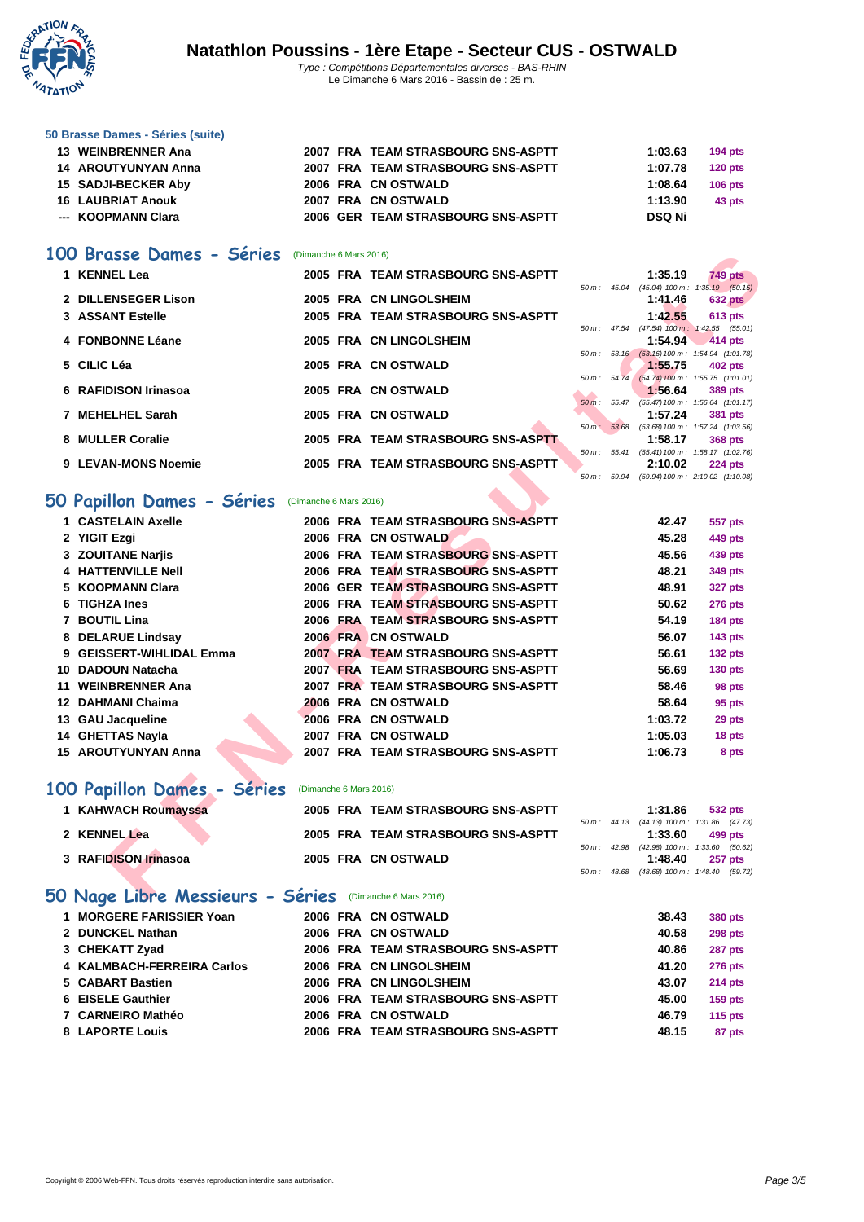### 50 Brasse Dames - Séries (suite)

| | | | | | | |
|---|---|---|---|---|---|---|
| 13 | WEINBRENNER Ana | 2007 | FRA | TEAM STRASBOURG SNS-ASPTT | 1:03.63 | 194 pts |
| 14 | AROUTYUNYAN Anna | 2007 | FRA | TEAM STRASBOURG SNS-ASPTT | 1:07.78 | 120 pts |
| 15 | SADJI-BECKER Aby | 2006 | FRA | CN OSTWALD | 1:08.64 | 106 pts |
| 16 | LAUBRIAT Anouk | 2007 | FRA | CN OSTWALD | 1:13.90 | 43 pts |
| --- | KOOPMANN Clara | 2006 | GER | TEAM STRASBOURG SNS-ASPTT | DSQ Ni | |

## 100 Brasse Dames - Séries (Dimanche 6 Mars 2016)

| | | | | | | | |
|---|---|---|---|---|---|---|---|
| 1 | KENNEL Lea | 2005 | FRA | TEAM STRASBOURG SNS-ASPTT | 50 m : 45.04 (45.04) 100 m : 1:35.19 (50.15) | 1:35.19 | 749 pts |
| 2 | DILLENSEGER Lison | 2005 | FRA | CN LINGOLSHEIM | | 1:41.46 | 632 pts |
| 3 | ASSANT Estelle | 2005 | FRA | TEAM STRASBOURG SNS-ASPTT | 50 m : 47.54 (47.54) 100 m : 1:42.55 (55.01) | 1:42.55 | 613 pts |
| 4 | FONBONNE Léane | 2005 | FRA | CN LINGOLSHEIM | 50 m : 53.16 (53.16) 100 m : 1:54.94 (1:01.78) | 1:54.94 | 414 pts |
| 5 | CILIC Léa | 2005 | FRA | CN OSTWALD | 50 m : 54.74 (54.74) 100 m : 1:55.75 (1:01.01) | 1:55.75 | 402 pts |
| 6 | RAFIDISON Irinasoa | 2005 | FRA | CN OSTWALD | 50 m : 55.47 (55.47) 100 m : 1:56.64 (1:01.17) | 1:56.64 | 389 pts |
| 7 | MEHELHEL Sarah | 2005 | FRA | CN OSTWALD | 50 m : 53.68 (53.68) 100 m : 1:57.24 (1:03.56) | 1:57.24 | 381 pts |
| 8 | MULLER Coralie | 2005 | FRA | TEAM STRASBOURG SNS-ASPTT | 50 m : 55.41 (55.41) 100 m : 1:58.17 (1:02.76) | 1:58.17 | 368 pts |
| 9 | LEVAN-MONS Noemie | 2005 | FRA | TEAM STRASBOURG SNS-ASPTT | 50 m : 59.94 (59.94) 100 m : 2:10.02 (1:10.08) | 2:10.02 | 224 pts |

## 50 Papillon Dames - Séries (Dimanche 6 Mars 2016)

| | | | | | | |
|---|---|---|---|---|---|---|
| 1 | CASTELAIN Axelle | 2006 | FRA | TEAM STRASBOURG SNS-ASPTT | 42.47 | 557 pts |
| 2 | YIGIT Ezgi | 2006 | FRA | CN OSTWALD | 45.28 | 449 pts |
| 3 | ZOUITANE Narjis | 2006 | FRA | TEAM STRASBOURG SNS-ASPTT | 45.56 | 439 pts |
| 4 | HATTENVILLE Nell | 2006 | FRA | TEAM STRASBOURG SNS-ASPTT | 48.21 | 349 pts |
| 5 | KOOPMANN Clara | 2006 | GER | TEAM STRASBOURG SNS-ASPTT | 48.91 | 327 pts |
| 6 | TIGHZA Ines | 2006 | FRA | TEAM STRASBOURG SNS-ASPTT | 50.62 | 276 pts |
| 7 | BOUTIL Lina | 2006 | FRA | TEAM STRASBOURG SNS-ASPTT | 54.19 | 184 pts |
| 8 | DELARUE Lindsay | 2006 | FRA | CN OSTWALD | 56.07 | 143 pts |
| 9 | GEISSERT-WIHLIDAL Emma | 2007 | FRA | TEAM STRASBOURG SNS-ASPTT | 56.61 | 132 pts |
| 10 | DADOUN Natacha | 2007 | FRA | TEAM STRASBOURG SNS-ASPTT | 56.69 | 130 pts |
| 11 | WEINBRENNER Ana | 2007 | FRA | TEAM STRASBOURG SNS-ASPTT | 58.46 | 98 pts |
| 12 | DAHMANI Chaima | 2006 | FRA | CN OSTWALD | 58.64 | 95 pts |
| 13 | GAU Jacqueline | 2006 | FRA | CN OSTWALD | 1:03.72 | 29 pts |
| 14 | GHETTAS Nayla | 2007 | FRA | CN OSTWALD | 1:05.03 | 18 pts |
| 15 | AROUTYUNYAN Anna | 2007 | FRA | TEAM STRASBOURG SNS-ASPTT | 1:06.73 | 8 pts |

## 100 Papillon Dames - Séries (Dimanche 6 Mars 2016)

| | | | | | | | |
|---|---|---|---|---|---|---|---|
| 1 | KAHWACH Roumayssa | 2005 | FRA | TEAM STRASBOURG SNS-ASPTT | 50 m : 44.13 (44.13) 100 m : 1:31.86 (47.73) | 1:31.86 | 532 pts |
| 2 | KENNEL Lea | 2005 | FRA | TEAM STRASBOURG SNS-ASPTT | 50 m : 42.98 (42.98) 100 m : 1:33.60 (50.62) | 1:33.60 | 499 pts |
| 3 | RAFIDISON Irinasoa | 2005 | FRA | CN OSTWALD | 50 m : 48.68 (48.68) 100 m : 1:48.40 (59.72) | 1:48.40 | 257 pts |

## 50 Nage Libre Messieurs - Séries (Dimanche 6 Mars 2016)

| | | | | | | |
|---|---|---|---|---|---|---|
| 1 | MORGERE FARISSIER Yoan | 2006 | FRA | CN OSTWALD | 38.43 | 380 pts |
| 2 | DUNCKEL Nathan | 2006 | FRA | CN OSTWALD | 40.58 | 298 pts |
| 3 | CHEKATT Zyad | 2006 | FRA | TEAM STRASBOURG SNS-ASPTT | 40.86 | 287 pts |
| 4 | KALMBACH-FERREIRA Carlos | 2006 | FRA | CN LINGOLSHEIM | 41.20 | 276 pts |
| 5 | CABART Bastien | 2006 | FRA | CN LINGOLSHEIM | 43.07 | 214 pts |
| 6 | EISELE Gauthier | 2006 | FRA | TEAM STRASBOURG SNS-ASPTT | 45.00 | 159 pts |
| 7 | CARNEIRO Mathéo | 2006 | FRA | CN OSTWALD | 46.79 | 115 pts |
| 8 | LAPORTE Louis | 2006 | FRA | TEAM STRASBOURG SNS-ASPTT | 48.15 | 87 pts |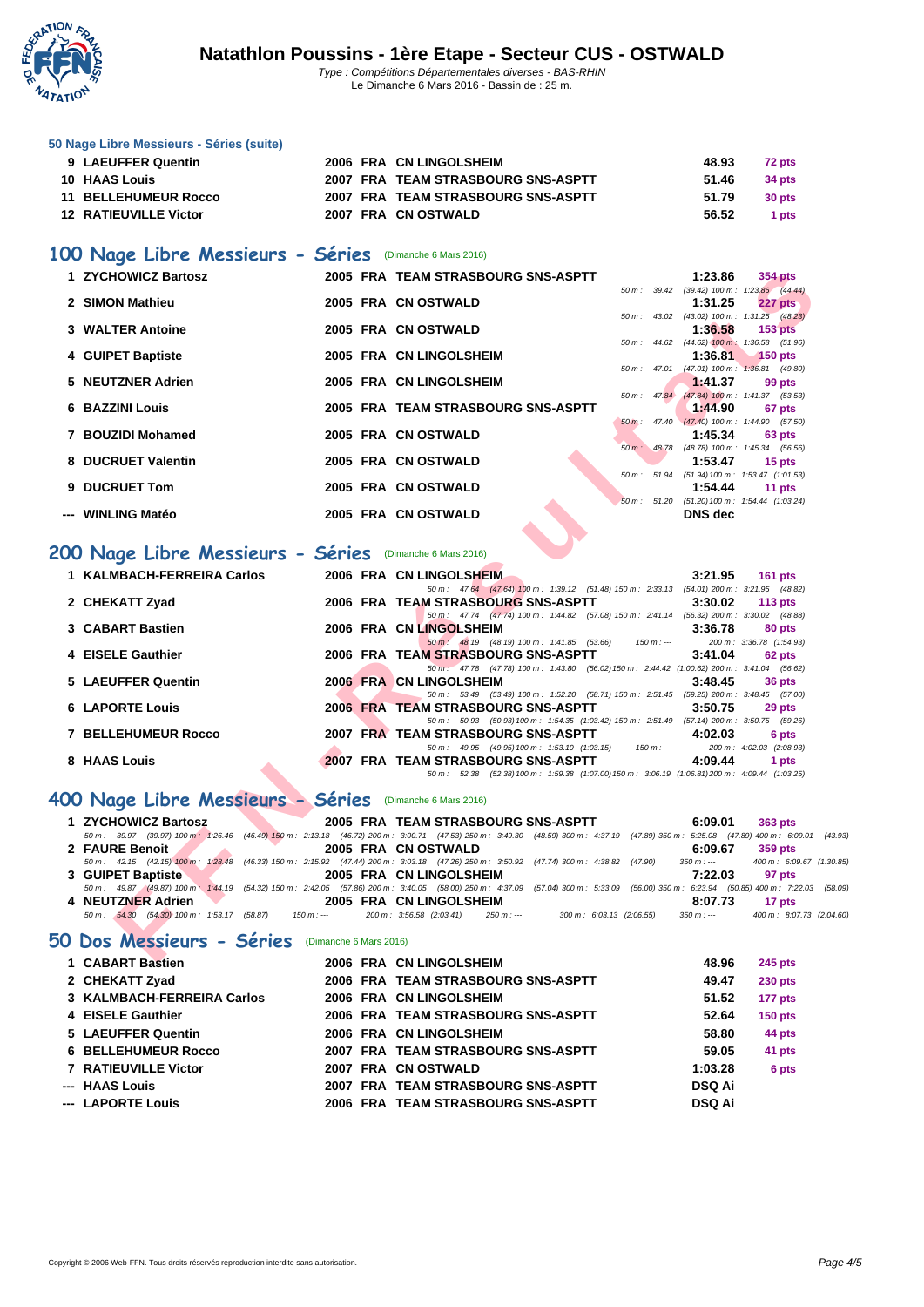### 50 Nage Libre Messieurs - Séries (suite)

| | | | | | | |
|---|---|---|---|---|---|---|
| 9 | LAEUFFER Quentin | 2006 | FRA | CN LINGOLSHEIM | 48.93 | 72 pts |
| 10 | HAAS Louis | 2007 | FRA | TEAM STRASBOURG SNS-ASPTT | 51.46 | 34 pts |
| 11 | BELLEHUMEUR Rocco | 2007 | FRA | TEAM STRASBOURG SNS-ASPTT | 51.79 | 30 pts |
| 12 | RATIEUVILLE Victor | 2007 | FRA | CN OSTWALD | 56.52 | 1 pts |

## 100 Nage Libre Messieurs - Séries (Dimanche 6 Mars 2016)

| | | | | | | | |
|---|---|---|---|---|---|---|---|
| 1 | ZYCHOWICZ Bartosz | 2005 | FRA | TEAM STRASBOURG SNS-ASPTT | 50 m : 39.42 (39.42) 100 m : 1:23.86 (44.44) | 1:23.86 | 354 pts |
| 2 | SIMON Mathieu | 2005 | FRA | CN OSTWALD | 50 m : 43.02 (43.02) 100 m : 1:31.25 (48.23) | 1:31.25 | 227 pts |
| 3 | WALTER Antoine | 2005 | FRA | CN OSTWALD | 50 m : 44.62 (44.62) 100 m : 1:36.58 (51.96) | 1:36.58 | 153 pts |
| 4 | GUIPET Baptiste | 2005 | FRA | CN LINGOLSHEIM | 50 m : 47.01 (47.01) 100 m : 1:36.81 (49.80) | 1:36.81 | 150 pts |
| 5 | NEUTZNER Adrien | 2005 | FRA | CN LINGOLSHEIM | 50 m : 47.84 (47.84) 100 m : 1:41.37 (53.53) | 1:41.37 | 99 pts |
| 6 | BAZZINI Louis | 2005 | FRA | TEAM STRASBOURG SNS-ASPTT | 50 m : 47.40 (47.40) 100 m : 1:44.90 (57.50) | 1:44.90 | 67 pts |
| 7 | BOUZIDI Mohamed | 2005 | FRA | CN OSTWALD | 50 m : 48.78 (48.78) 100 m : 1:45.34 (56.56) | 1:45.34 | 63 pts |
| 8 | DUCRUET Valentin | 2005 | FRA | CN OSTWALD | 50 m : 51.94 (51.94) 100 m : 1:53.47 (1:01.53) | 1:53.47 | 15 pts |
| 9 | DUCRUET Tom | 2005 | FRA | CN OSTWALD | 50 m : 51.20 (51.20) 100 m : 1:54.44 (1:03.24) | 1:54.44 | 11 pts |
| --- | WINLING Matéo | 2005 | FRA | CN OSTWALD | | DNS dec | |

## 200 Nage Libre Messieurs - Séries (Dimanche 6 Mars 2016)

| | | | | | | | |
|---|---|---|---|---|---|---|---|
| 1 | KALMBACH-FERREIRA Carlos | 2006 | FRA | CN LINGOLSHEIM | 50 m : 47.64 (47.64) 100 m : 1:39.12 (51.48) 150 m : 2:33.13 (54.01) 200 m : 3:21.95 (48.82) | 3:21.95 | 161 pts |
| 2 | CHEKATT Zyad | 2006 | FRA | TEAM STRASBOURG SNS-ASPTT | 50 m : 47.74 (47.74) 100 m : 1:44.82 (57.08) 150 m : 2:41.14 (56.32) 200 m : 3:30.02 (48.88) | 3:30.02 | 113 pts |
| 3 | CABART Bastien | 2006 | FRA | CN LINGOLSHEIM | 50 m : 48.19 (48.19) 100 m : 1:41.85 (53.66) 150 m : --- 200 m : 3:36.78 (1:54.93) | 3:36.78 | 80 pts |
| 4 | EISELE Gauthier | 2006 | FRA | TEAM STRASBOURG SNS-ASPTT | 50 m : 47.78 (47.78) 100 m : 1:43.80 (56.02) 150 m : 2:44.42 (1:00.62) 200 m : 3:41.04 (56.62) | 3:41.04 | 62 pts |
| 5 | LAEUFFER Quentin | 2006 | FRA | CN LINGOLSHEIM | 50 m : 53.49 (53.49) 100 m : 1:52.20 (58.71) 150 m : 2:51.45 (59.25) 200 m : 3:48.45 (57.00) | 3:48.45 | 36 pts |
| 6 | LAPORTE Louis | 2006 | FRA | TEAM STRASBOURG SNS-ASPTT | 50 m : 50.93 (50.93) 100 m : 1:54.35 (1:03.42) 150 m : 2:51.49 (57.14) 200 m : 3:50.75 (59.26) | 3:50.75 | 29 pts |
| 7 | BELLEHUMEUR Rocco | 2007 | FRA | TEAM STRASBOURG SNS-ASPTT | 50 m : 49.95 (49.95) 100 m : 1:53.10 (1:03.15) 150 m : --- 200 m : 4:02.03 (2:08.93) | 4:02.03 | 6 pts |
| 8 | HAAS Louis | 2007 | FRA | TEAM STRASBOURG SNS-ASPTT | 50 m : 52.38 (52.38) 100 m : 1:59.38 (1:07.00) 150 m : 3:06.19 (1:06.81) 200 m : 4:09.44 (1:03.25) | 4:09.44 | 1 pts |

## 400 Nage Libre Messieurs - Séries (Dimanche 6 Mars 2016)

| | | | | | | | |
|---|---|---|---|---|---|---|---|
| 1 | ZYCHOWICZ Bartosz | 2005 | FRA | TEAM STRASBOURG SNS-ASPTT | 50 m : 39.97 (39.97) 100 m : 1:26.46 (46.49) 150 m : 2:13.18 (46.72) 200 m : 3:00.71 (47.53) 250 m : 3:49.30 (48.59) 300 m : 4:37.19 (47.89) 350 m : 5:25.08 (47.89) 400 m : 6:09.01 (43.93) | 6:09.01 | 363 pts |
| 2 | FAURE Benoit | 2005 | FRA | CN OSTWALD | 50 m : 42.15 (42.15) 100 m : 1:28.48 (46.33) 150 m : 2:15.92 (47.44) 200 m : 3:03.18 (47.26) 250 m : 3:50.92 (47.74) 300 m : 4:38.82 (47.90) 350 m : --- 400 m : 6:09.67 (1:30.85) | 6:09.67 | 359 pts |
| 3 | GUIPET Baptiste | 2005 | FRA | CN LINGOLSHEIM | 50 m : 49.87 (49.87) 100 m : 1:44.19 (54.32) 150 m : 2:42.05 (57.86) 200 m : 3:40.05 (58.00) 250 m : 4:37.09 (57.04) 300 m : 5:33.09 (56.00) 350 m : 6:23.94 (50.85) 400 m : 7:22.03 (58.09) | 7:22.03 | 97 pts |
| 4 | NEUTZNER Adrien | 2005 | FRA | CN LINGOLSHEIM | 50 m : 54.30 (54.30) 100 m : 1:53.17 (58.87) 150 m : --- 200 m : 3:56.58 (2:03.41) 250 m : --- 300 m : 6:03.13 (2:06.55) 350 m : --- 400 m : 8:07.73 (2:04.60) | 8:07.73 | 17 pts |

## 50 Dos Messieurs - Séries (Dimanche 6 Mars 2016)

| | | | | | | |
|---|---|---|---|---|---|---|
| 1 | CABART Bastien | 2006 | FRA | CN LINGOLSHEIM | 48.96 | 245 pts |
| 2 | CHEKATT Zyad | 2006 | FRA | TEAM STRASBOURG SNS-ASPTT | 49.47 | 230 pts |
| 3 | KALMBACH-FERREIRA Carlos | 2006 | FRA | CN LINGOLSHEIM | 51.52 | 177 pts |
| 4 | EISELE Gauthier | 2006 | FRA | TEAM STRASBOURG SNS-ASPTT | 52.64 | 150 pts |
| 5 | LAEUFFER Quentin | 2006 | FRA | CN LINGOLSHEIM | 58.80 | 44 pts |
| 6 | BELLEHUMEUR Rocco | 2007 | FRA | TEAM STRASBOURG SNS-ASPTT | 59.05 | 41 pts |
| 7 | RATIEUVILLE Victor | 2007 | FRA | CN OSTWALD | 1:03.28 | 6 pts |
| --- | HAAS Louis | 2007 | FRA | TEAM STRASBOURG SNS-ASPTT | DSQ Ai | |
| --- | LAPORTE Louis | 2006 | FRA | TEAM STRASBOURG SNS-ASPTT | DSQ Ai | |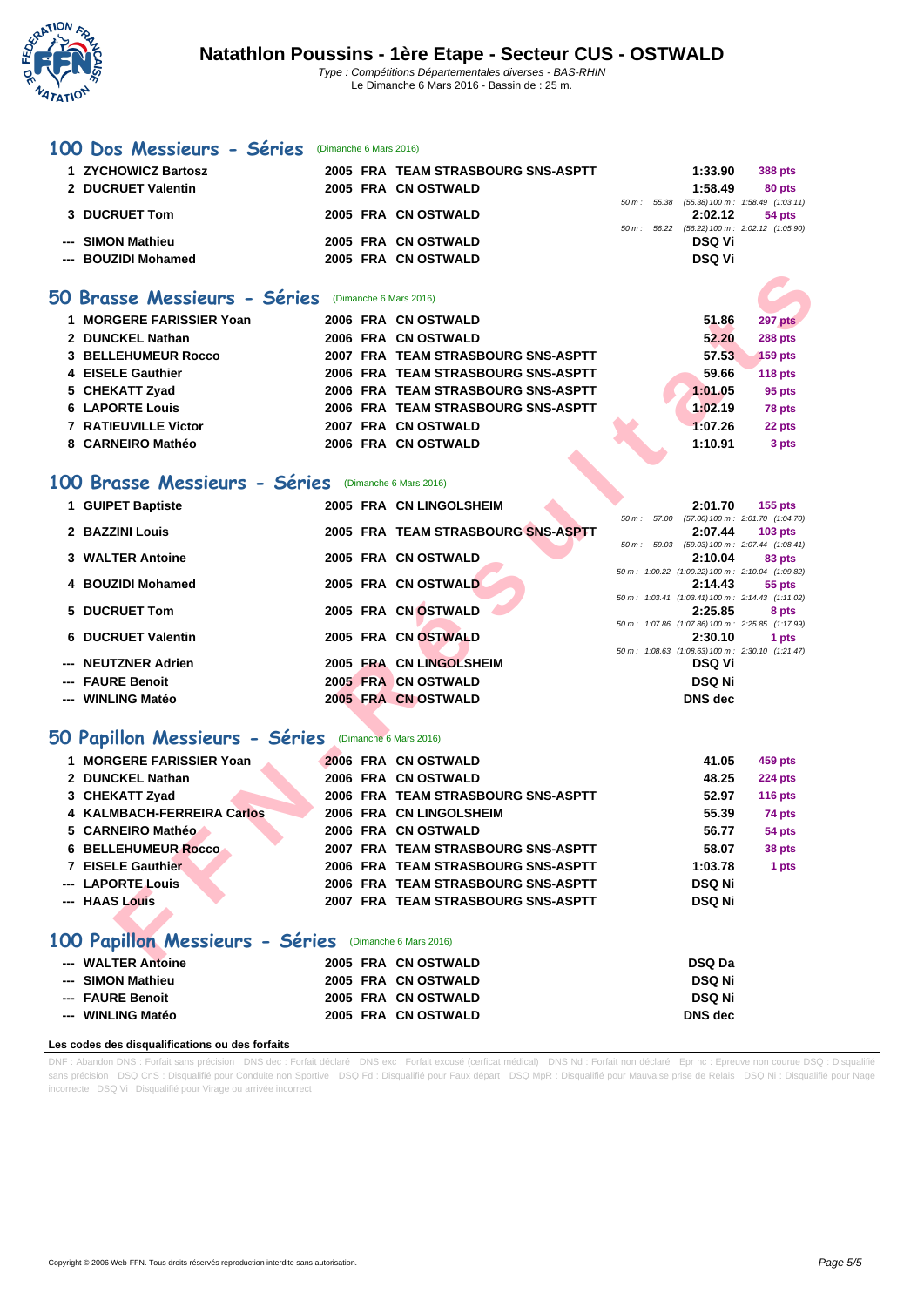# Natathlon Poussins - 1ère Etape - Secteur CUS - OSTWALD

*Type : Compétitions Départementales diverses - BAS-RHIN*
Le Dimanche 6 Mars 2016 - Bassin de : 25 m.

## 100 Dos Messieurs - Séries (Dimanche 6 Mars 2016)

| | | | | | | | |
|---|---|---|---|---|---|---|---|
| 1 | ZYCHOWICZ Bartosz | 2005 | FRA | TEAM STRASBOURG SNS-ASPTT | | 1:33.90 | 388 pts |
| 2 | DUCRUET Valentin | 2005 | FRA | CN OSTWALD | 50 m : 55.38 (55.38) 100 m : 1:58.49 (1:03.11) | 1:58.49 | 80 pts |
| 3 | DUCRUET Tom | 2005 | FRA | CN OSTWALD | 50 m : 56.22 (56.22) 100 m : 2:02.12 (1:05.90) | 2:02.12 | 54 pts |
| --- | SIMON Mathieu | 2005 | FRA | CN OSTWALD | | DSQ Vi | |
| --- | BOUZIDI Mohamed | 2005 | FRA | CN OSTWALD | | DSQ Vi | |

## 50 Brasse Messieurs - Séries (Dimanche 6 Mars 2016)

| | | | | | | |
|---|---|---|---|---|---|---|
| 1 | MORGERE FARISSIER Yoan | 2006 | FRA | CN OSTWALD | 51.86 | 297 pts |
| 2 | DUNCKEL Nathan | 2006 | FRA | CN OSTWALD | 52.20 | 288 pts |
| 3 | BELLEHUMEUR Rocco | 2007 | FRA | TEAM STRASBOURG SNS-ASPTT | 57.53 | 159 pts |
| 4 | EISELE Gauthier | 2006 | FRA | TEAM STRASBOURG SNS-ASPTT | 59.66 | 118 pts |
| 5 | CHEKATT Zyad | 2006 | FRA | TEAM STRASBOURG SNS-ASPTT | 1:01.05 | 95 pts |
| 6 | LAPORTE Louis | 2006 | FRA | TEAM STRASBOURG SNS-ASPTT | 1:02.19 | 78 pts |
| 7 | RATIEUVILLE Victor | 2007 | FRA | CN OSTWALD | 1:07.26 | 22 pts |
| 8 | CARNEIRO Mathéo | 2006 | FRA | CN OSTWALD | 1:10.91 | 3 pts |

## 100 Brasse Messieurs - Séries (Dimanche 6 Mars 2016)

| | | | | | | | |
|---|---|---|---|---|---|---|---|
| 1 | GUIPET Baptiste | 2005 | FRA | CN LINGOLSHEIM | 50 m : 57.00 (57.00) 100 m : 2:01.70 (1:04.70) | 2:01.70 | 155 pts |
| 2 | BAZZINI Louis | 2005 | FRA | TEAM STRASBOURG SNS-ASPTT | 50 m : 59.03 (59.03) 100 m : 2:07.44 (1:08.41) | 2:07.44 | 103 pts |
| 3 | WALTER Antoine | 2005 | FRA | CN OSTWALD | 50 m : 1:00.22 (1:00.22) 100 m : 2:10.04 (1:09.82) | 2:10.04 | 83 pts |
| 4 | BOUZIDI Mohamed | 2005 | FRA | CN OSTWALD | 50 m : 1:03.41 (1:03.41) 100 m : 2:14.43 (1:11.02) | 2:14.43 | 55 pts |
| 5 | DUCRUET Tom | 2005 | FRA | CN OSTWALD | 50 m : 1:07.86 (1:07.86) 100 m : 2:25.85 (1:17.99) | 2:25.85 | 8 pts |
| 6 | DUCRUET Valentin | 2005 | FRA | CN OSTWALD | 50 m : 1:08.63 (1:08.63) 100 m : 2:30.10 (1:21.47) | 2:30.10 | 1 pts |
| --- | NEUTZNER Adrien | 2005 | FRA | CN LINGOLSHEIM | | DSQ Vi | |
| --- | FAURE Benoit | 2005 | FRA | CN OSTWALD | | DSQ Ni | |
| --- | WINLING Matéo | 2005 | FRA | CN OSTWALD | | DNS dec | |

## 50 Papillon Messieurs - Séries (Dimanche 6 Mars 2016)

| | | | | | | |
|---|---|---|---|---|---|---|
| 1 | MORGERE FARISSIER Yoan | 2006 | FRA | CN OSTWALD | 41.05 | 459 pts |
| 2 | DUNCKEL Nathan | 2006 | FRA | CN OSTWALD | 48.25 | 224 pts |
| 3 | CHEKATT Zyad | 2006 | FRA | TEAM STRASBOURG SNS-ASPTT | 52.97 | 116 pts |
| 4 | KALMBACH-FERREIRA Carlos | 2006 | FRA | CN LINGOLSHEIM | 55.39 | 74 pts |
| 5 | CARNEIRO Mathéo | 2006 | FRA | CN OSTWALD | 56.77 | 54 pts |
| 6 | BELLEHUMEUR Rocco | 2007 | FRA | TEAM STRASBOURG SNS-ASPTT | 58.07 | 38 pts |
| 7 | EISELE Gauthier | 2006 | FRA | TEAM STRASBOURG SNS-ASPTT | 1:03.78 | 1 pts |
| --- | LAPORTE Louis | 2006 | FRA | TEAM STRASBOURG SNS-ASPTT | DSQ Ni | |
| --- | HAAS Louis | 2007 | FRA | TEAM STRASBOURG SNS-ASPTT | DSQ Ni | |

## 100 Papillon Messieurs - Séries (Dimanche 6 Mars 2016)

| | | | | | |
|---|---|---|---|---|---|
| --- | WALTER Antoine | 2005 | FRA | CN OSTWALD | DSQ Da |
| --- | SIMON Mathieu | 2005 | FRA | CN OSTWALD | DSQ Ni |
| --- | FAURE Benoit | 2005 | FRA | CN OSTWALD | DSQ Ni |
| --- | WINLING Matéo | 2005 | FRA | CN OSTWALD | DNS dec |

**Les codes des disqualifications ou des forfaits**

DNF : Abandon DNS : Forfait sans précision DNS dec : Forfait déclaré DNS exc : Forfait excusé (cerficat médical) DNS Nd : Forfait non déclaré Epr nc : Epreuve non courue DSQ : Disqualifié sans précision DSQ CnS : Disqualifié pour Conduite non Sportive DSQ Fd : Disqualifié pour Faux départ DSQ MpR : Disqualifié pour Mauvaise prise de Relais DSQ Ni : Disqualifié pour Nage incorrecte DSQ Vi : Disqualifié pour Virage ou arrivée incorrect

Copyright © 2006 Web-FFN. Tous droits réservés reproduction interdite sans autorisation.